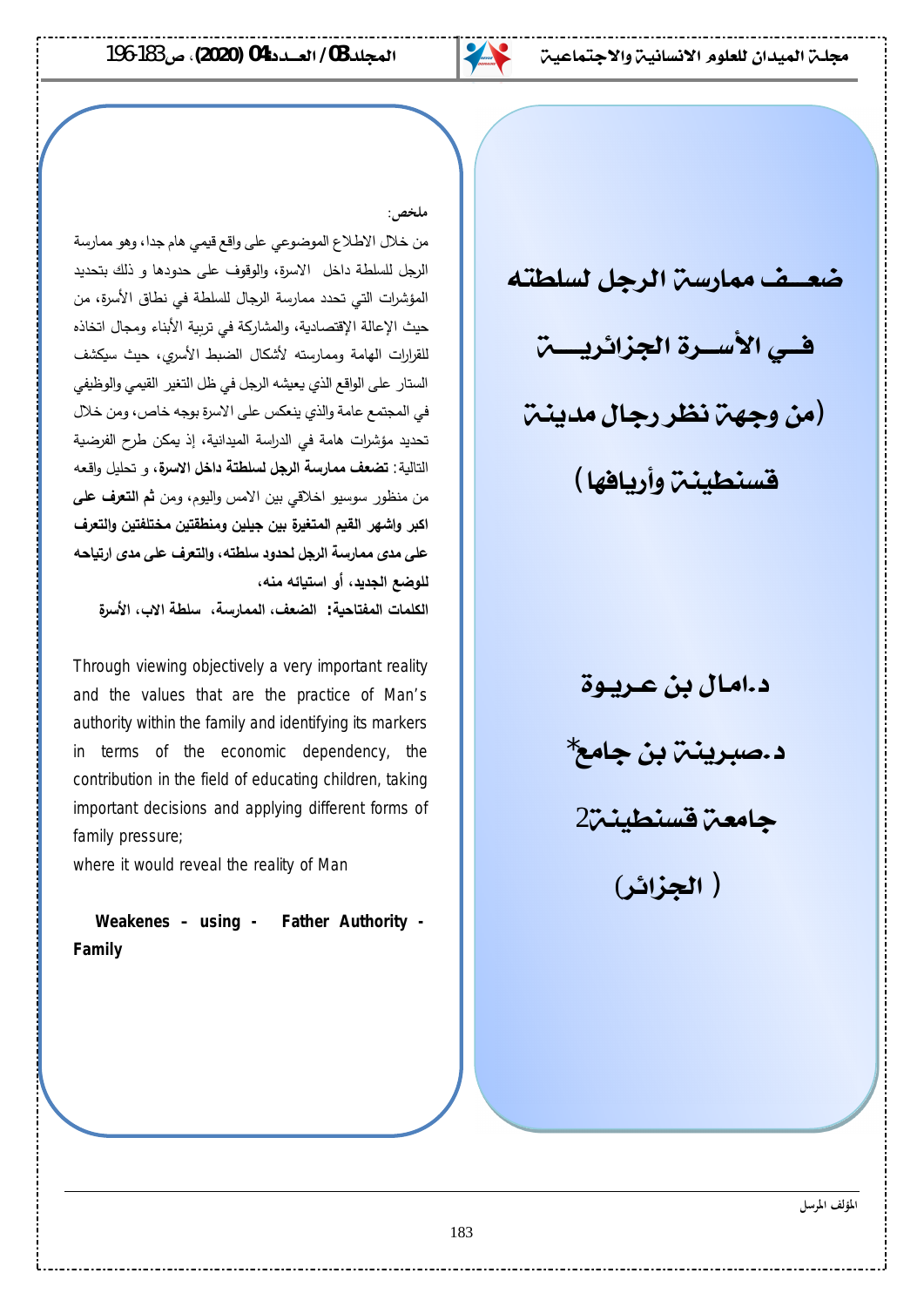# ضعـــف ممارسة الرجل لسلطته فـــي الأســـرة الجزائريـــة (من وجهة نظر رجال مدينة قسنطينة وأريافها)

**د.امـال بن عـريـوة**

**د.صبرينة بن جامع***

**جامعة قسنطينة2**

**( الجزائر)**

**ملخص:**

من خلال الاطلاع الموضوعي على واقع قيمي هام جدا، وهو ممارسة الرجل للسلطة داخل الاسرة، والوقوف على حدودها و ذلك بتحديد المؤشرات التي تحدد ممارسة الرجال للسلطة في نطاق الأسرة، من حيث الإعالة الإقتصادية، والمشاركة في تربية الأبناء ومجال اتخاذه للقرارات الهامة وممارسته لأشكال الضبط الأسري، حيث سيكشف الستار على الواقع الذي يعيشه الرجل في ظل التغير القيمي والوظيفي في المجتمع عامة والذي ينعكس على الاسرة بوجه خاص، ومن خلال تحديد مؤشرات هامة في الدراسة الميدانية، إذ يمكن طرح الفرضية التالية: **تضعف ممارسة الرجل لسلطتة داخل الاسرة**، و تحليل واقعه من منظور سوسيو اخلاقي بين الامس واليوم، ومن **ثم التعرف على اكبر واشهر القيم المتغيرة بين جيلين ومنطقتين مختلفتين والتعرف على مدى ممارسة الرجل لحدود سلطته، والتعرف على مدى ارتياحه للوضع الجديد، أو استيائه منه،**

**الكلمات المفتاحية: الضعف، الممارسة، سلطة الاب، الأسرة**

Through viewing objectively a very important reality and the values that are the practice of Man's authority within the family and identifying its markers in terms of the economic dependency, the contribution in the field of educating children, taking important decisions and applying different forms of family pressure;

where it would reveal the reality of Man

**Weakenes – using - Father Authority - Family**

المؤلف المرسل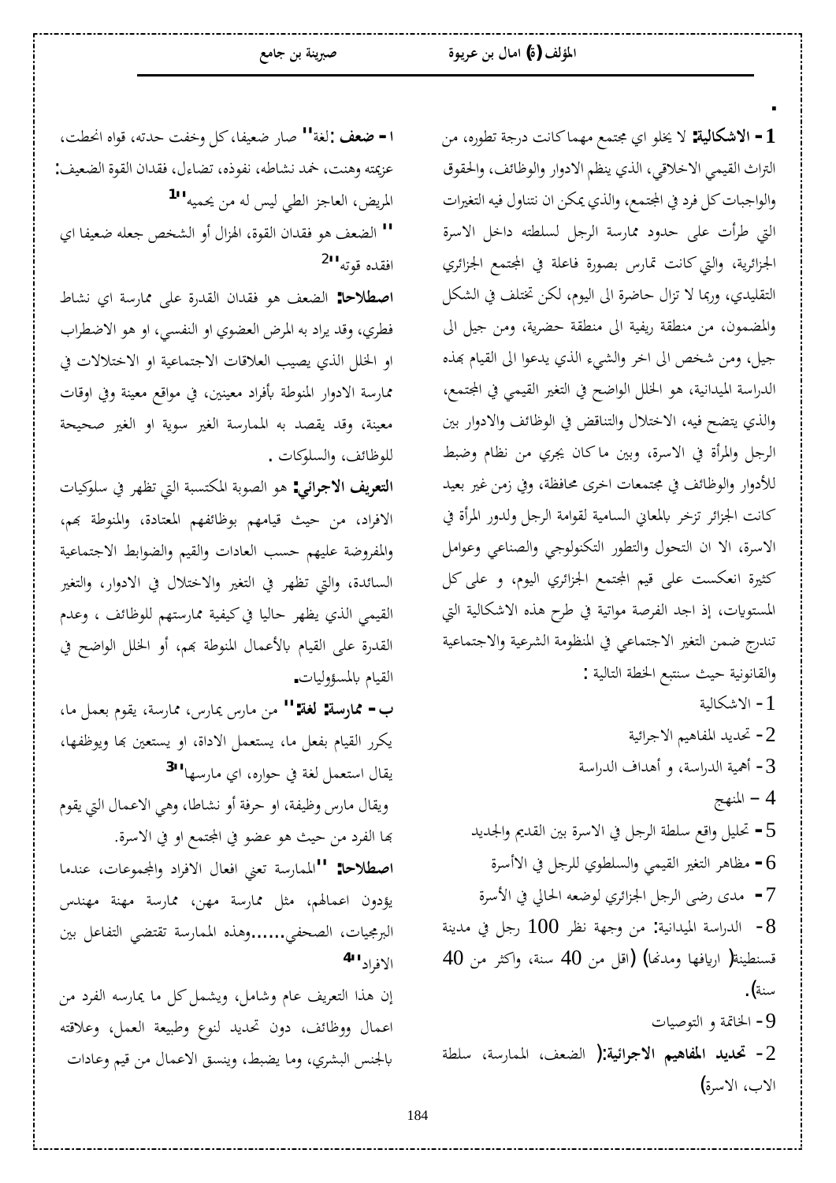**1- الاشكالية:** لا يخلو اي مجتمع مهما كانت درجة تطوره، من التراث القيمي الاخلاقي، الذي ينظم الادوار والوظائف، والحقوق والواجبات كل فرد في المجتمع، والذي يمكن ان نتناول فيه التغيرات التي طرأت على حدود ممارسة الرجل لسلطته داخل الاسرة الجزائرية، والتي كانت تمارس بصورة فاعلة في المجتمع الجزائري التقليدي، وربما لا تزال حاضرة الى اليوم، لكن تختلف في الشكل والمضمون، من منطقة ريفية الى منطقة حضرية، ومن جيل الى جيل، ومن شخص الى اخر والشيء الذي يدعوا الى القيام بهذه الدراسة الميدانية، هو الخلل الواضح في التغير القيمي في المجتمع، والذي يتضح فيه، الاختلال والتناقض في الوظائف والادوار بين الرجل والمرأة في الاسرة، وبين ما كان يجري من نظام وضبط للأدوار والوظائف في مجتمعات اخرى محافظة، وفي زمن غير بعيد كانت الجزائر تزخر بالمعاني السامية لقوامة الرجل ولدور المرأة في الاسرة، الا ان التحول والتطور التكنولوجي والصناعي وعوامل كثيرة انعكست على قيم المجتمع الجزائري اليوم، و على كل المستويات، إذ اجد الفرصة مواتية في طرح هذه الاشكالية التي تندرج ضمن التغير الاجتماعي في المنظومة الشرعية والاجتماعية والقانونية حيث سنتبع الخطة التالية :

1- الاشكالية
2- تحديد المفاهيم الاجرائية
3- أهمية الدراسة، و أهداف الدراسة
4 – المنهج
5 - تحليل واقع سلطة الرجل في الاسرة بين القديم والجديد
6 - مظاهر التغير القيمي والسلطوي للرجل في الأسرة
7 - مدى رضى الرجل الجزائري لوضعه الحالي في الأسرة
8- الدراسة الميدانية: من وجهة نظر 100 رجل في مدينة قسنطينة( اريافها ومدنها) (اقل من 40 سنة، واكثر من 40 سنة).
9- الخاتمة و التوصيات

**2- تحديد المفاهيم الاجرائية:**( الضعف، الممارسة، سلطة الاب، الاسرة)

**ا - ضعف** :لغة" صار ضعيفا، كل وخفت حدته، قواه انحطت، عزيمته وهنت، خمد نشاطه، نفوذه، تضاءل، فقدان القوة الضعيف: المريض، العاجز الطي ليس له من يحميه"[1]

" الضعف هو فقدان القوة، الهزال أو الشخص جعله ضعيفا اي افقده قوته"[2]

**اصطلاحا:** الضعف هو فقدان القدرة على ممارسة اي نشاط فطري، وقد يراد به المرض العضوي او النفسي، او هو الاضطراب او الخلل الذي يصيب العلاقات الاجتماعية او الاختلالات في ممارسة الادوار المنوطة بأفراد معينين، في مواقع معينة وفي اوقات معينة، وقد يقصد به الممارسة الغير سوية او الغير صحيحة للوظائف، والسلوكات .

**التعريف الاجرائي:** هو الصوبة المكتسبة التي تظهر في سلوكيات الافراد، من حيث قيامهم بوظائفهم المعتادة، والمنوطة بهم، والمفروضة عليهم حسب العادات والقيم والضوابط الاجتماعية السائدة، والتي تظهر في التغير والاختلال في الادوار، والتغير القيمي الذي يظهر حاليا في كيفية ممارستهم للوظائف ، وعدم القدرة على القيام بالأعمال المنوطة بهم، أو الخلل الواضح في القيام بالمسؤوليات.

**ب - ممارسة: لغة:**" من مارس يمارس، ممارسة، يقوم بعمل ما، يكرر القيام بفعل ما، يستعمل الاداة، او يستعين بها ويوظفها، يقال استعمل لغة في حواره، اي مارسها"[3]

ويقال مارس وظيفة، او حرفة أو نشاطا، وهي الاعمال التي يقوم بها الفرد من حيث هو عضو في المجتمع او في الاسرة.

**اصطلاحا:** "الممارسة تعني افعال الافراد والمجموعات، عندما يؤدون اعمالهم، مثل ممارسة مهن، ممارسة مهنة مهندس البرمجيات، الصحفي......وهذه الممارسة تقتضي التفاعل بين الافراد"[4]

إن هذا التعريف عام وشامل، ويشمل كل ما يمارسه الفرد من اعمال ووظائف، دون تحديد لنوع وطبيعة العمل، وعلاقته بالجنس البشري، وما يضبط، وينسق الاعمال من قيم وعادات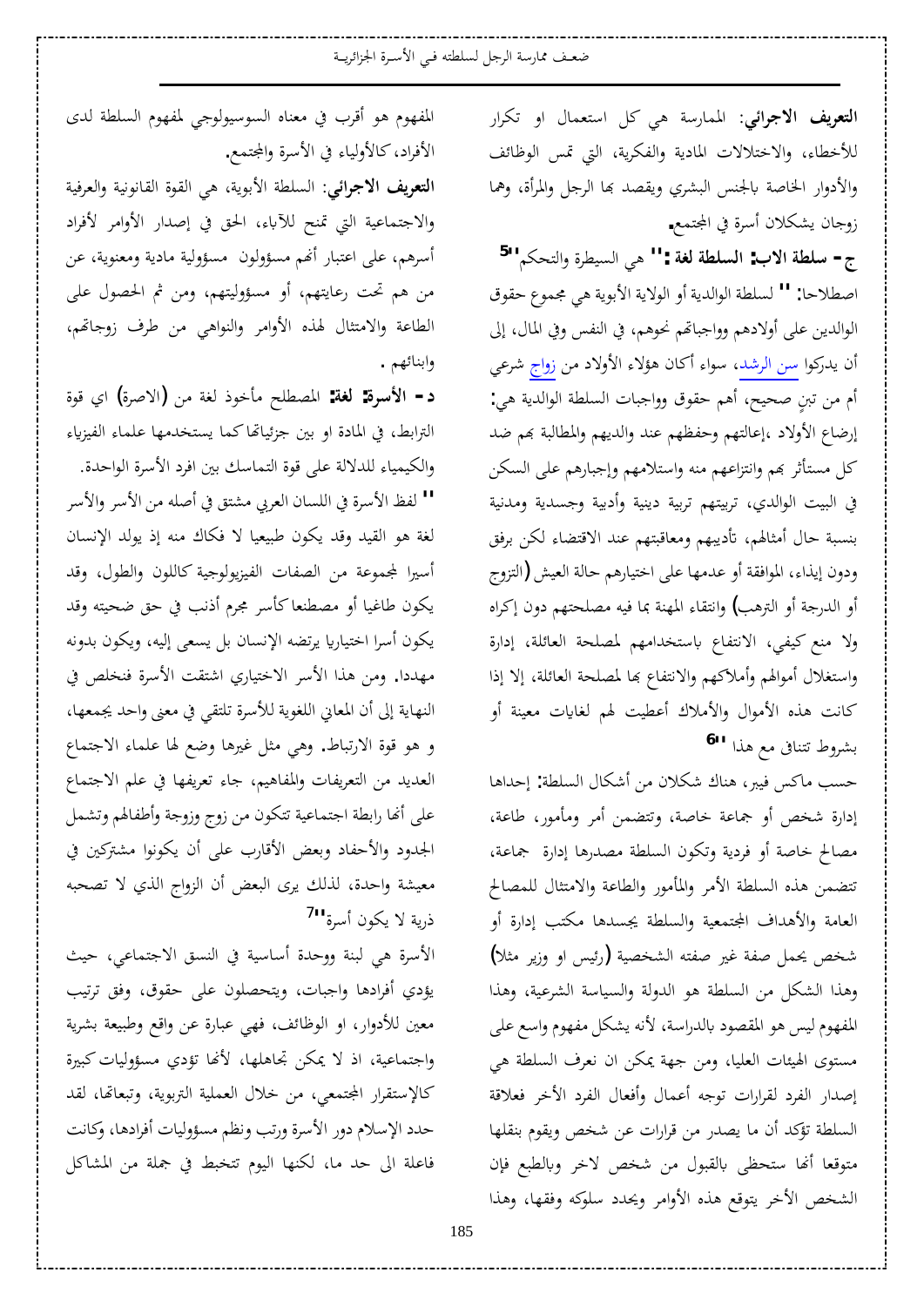**التعريف الاجرائي**: الممارسة هي كل استعمال او تكرار للأخطاء، والاختلالات المادية والفكرية، التي تمس الوظائف والأدوار الخاصة بالجنس البشري ويقصد بها الرجل والمرأة، وهما زوجان يشكلان أسرة في المجتمع.

**ج- سلطة الاب: السلطة لغة :**" هي السيطرة والتحكم"[5]

اصطلاحا: " لسلطة الوالدية أو الولاية الأبوية هي مجموع حقوق الوالدين على أولادهم وواجباتهم نحوهم، في النفس وفي المال، إلى أن يدركوا سن الرشد، سواء أكان هؤلاء الأولاد من زواج شرعي أم من تبنٍ صحيح، أهم حقوق وواجبات السلطة الوالدية هي: إرضاع الأولاد ،إعالتهم وحفظهم عند والديهم والمطالبة بهم ضد كل مستأثر بهم وانتزاعهم منه واستلامهم وإجبارهم على السكن في البيت الوالدي، تربيتهم تربية دينية وأدبية وجسدية ومدنية بنسبة حال أمثالهم، تأديبهم ومعاقبتهم عند الاقتضاء لكن برفق ودون إيذاء، الموافقة أو عدمها على اختيارهم حالة العيش (التزوج أو الدرجة أو الترهب) وانتقاء المهنة بما فيه مصلحتهم دون إكراه ولا منع كيفي، الانتفاع باستخدامهم لمصلحة العائلة، إدارة واستغلال أموالهم وأملاكهم والانتفاع بها لمصلحة العائلة، إلا إذا كانت هذه الأموال والأملاك أعطيت لهم لغايات معينة أو بشروط تتنافى مع هذا "[6]

حسب ماكس فيبر، هناك شكلان من أشكال السلطة: إحداها إدارة شخص أو جماعة خاصة، وتتضمن أمر ومأمور، طاعة، مصالح خاصة أو فردية وتكون السلطة مصدرها إدارة جماعة، تتضمن هذه السلطة الأمر والمأمور والطاعة والامتثال للمصالح العامة والأهداف المجتمعية والسلطة يجسدها مكتب إدارة أو شخص يحمل صفة غير صفته الشخصية (رئيس او وزير مثلا) وهذا الشكل من السلطة هو الدولة والسياسة الشرعية، وهذا المفهوم ليس هو المقصود بالدراسة، لأنه يشكل مفهوم واسع على مستوى الهيئات العليا، ومن جهة يمكن ان نعرف السلطة هي إصدار الفرد لقرارات توجه أعمال وأفعال الفرد الأخر فعلاقة السلطة تؤكد أن ما يصدر من قرارات عن شخص ويقوم بنقلها متوقعا أنها ستحظى بالقبول من شخص لاخر وبالطبع فإن الشخص الأخر يتوقع هذه الأوامر ويحدد سلوكه وفقها، وهذا المفهوم هو أقرب في معناه السوسيولوجي لمفهوم السلطة لدى الأفراد، كالأولياء في الأسرة والمجتمع.

**التعريف الاجرائي**: السلطة الأبوية، هي القوة القانونية والعرفية والاجتماعية التي تمنح للآباء، الحق في إصدار الأوامر لأفراد أسرهم، على اعتبار أنهم مسؤولون مسؤولية مادية ومعنوية، عن من هم تحت رعايتهم، أو مسؤوليتهم، ومن ثم الحصول على الطاعة والامتثال لهذه الأوامر والنواهي من طرف زوجاتهم، وابنائهم .

**د- الأسرة: لغة:** المصطلح مأخوذ لغة من (الاصرة) اي قوة الترابط، في المادة او بين جزئياتها كما يستخدمها علماء الفيزياء والكيمياء للدلالة على قوة التماسك بين افرد الأسرة الواحدة.

" لفظ الأسرة في اللسان العربي مشتق في أصله من الأسر والأسر لغة هو القيد وقد يكون طبيعيا لا فكاك منه إذ يولد الإنسان أسيرا لمجموعة من الصفات الفيزيولوجية كاللون والطول، وقد يكون طاغيا أو مصطنعا كأسر مجرم أذنب في حق ضحيته وقد يكون أسرا اختياريا يرتضه الإنسان بل يسعى إليه، ويكون بدونه مهددا. ومن هذا الأسر الاختياري اشتقت الأسرة فنخلص في النهاية إلى أن المعاني اللغوية للأسرة تلتقي في معنى واحد يجمعها، و هو قوة الارتباط. وهي مثل غيرها وضع لها علماء الاجتماع العديد من التعريفات والمفاهيم، جاء تعريفها في علم الاجتماع على أنها رابطة اجتماعية تتكون من زوج وزوجة وأطفالهم وتشمل الجدود والأحفاد وبعض الأقارب على أن يكونوا مشتركين في معيشة واحدة، لذلك يرى البعض أن الزواج الذي لا تصحبه ذرية لا يكون أسرة"[7]

الأسرة هي لبنة ووحدة أساسية في النسق الاجتماعي، حيث يؤدي أفرادها واجبات، ويتحصلون على حقوق، وفق ترتيب معين للأدوار، او الوظائف، فهي عبارة عن واقع وطبيعة بشرية واجتماعية، اذ لا يمكن تجاهلها، لأنها تؤدي مسؤوليات كبيرة كالإستقرار المجتمعي، من خلال العملية التربوية، وتبعاتها، لقد حدد الإسلام دور الأسرة ورتب ونظم مسؤوليات أفرادها، وكانت فاعلة الى حد ما، لكنها اليوم تتخبط في جملة من المشاكل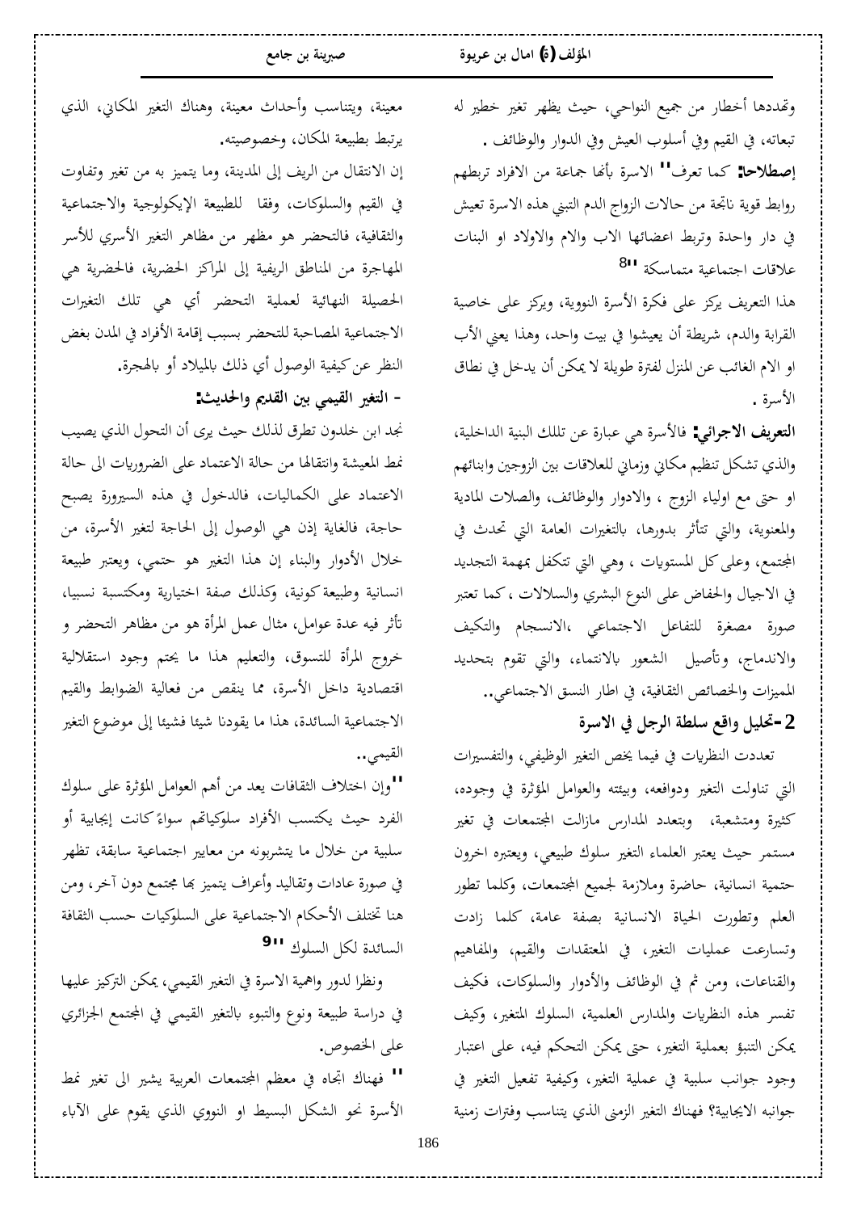وتهددها أخطار من جميع النواحي، حيث يظهر تغير خطير له تبعاته، في القيم وفي أسلوب العيش وفي الدوار والوظائف .

**إصطلاحا:** كما تعرف" الاسرة بأنها جماعة من الافراد تربطهم روابط قوية ناتجة من حالات الزواج الدم التبني هذه الاسرة تعيش في دار واحدة وتربط اعضائها الاب والام والاولاد او البنات علاقات اجتماعية متماسكة "[8]

هذا التعريف يركز على فكرة الأسرة النووية، ويركز على خاصية القرابة والدم، شريطة أن يعيشوا في بيت واحد، وهذا يعني الأب او الام الغائب عن المنزل لفترة طويلة لا يمكن أن يدخل في نطاق الأسرة .

**التعريف الاجرائي:** فالأسرة هي عبارة عن تللك البنية الداخلية، والذي تشكل تنظيم مكاني وزماني للعلاقات بين الزوجين وابنائهم او حتى مع اولياء الزوج ، والادوار والوظائف، والصلات المادية والمعنوية، والتي تتأثر بدورها، بالتغيرات العامة التي تحدث في المجتمع، وعلى كل المستويات ، وهي التي تتكفل بمهمة التجديد في الاجيال والحفاظ على النوع البشري والسلالات ، كما تعتبر صورة مصغرة للتفاعل الاجتماعي ،الانسجام والتكيف والاندماج، وتأصيل الشعور بالانتماء، والتي تقوم بتحديد المميزات والخصائص الثقافية، في اطار النسق الاجتماعي..

## 2-تحليل واقع سلطة الرجل في الاسرة

تعددت النظريات في فيما يخص التغير الوظيفي، والتفسيرات التي تناولت التغير ودوافعه، وبيئته والعوامل المؤثرة في وجوده، كثيرة ومتشعبة، وبتعدد المدارس مازالت المجتمعات في تغير مستمر حيث يعتبر العلماء التغير سلوك طبيعي، ويعتبره اخرون حتمية انسانية، حاضرة وملازمة لجميع المجتمعات، وكلما تطور العلم وتطورت الحياة الانسانية بصفة عامة، كلما زادت وتسارعت عمليات التغير، في المعتقدات والقيم، والمفاهيم والقناعات، ومن ثم في الوظائف والأدوار والسلوكات، فكيف تفسر هذه النظريات والمدارس العلمية، السلوك المتغير، وكيف يمكن التنبؤ بعملية التغير، حتى يمكن التحكم فيه، على اعتبار وجود جوانب سلبية في عملية التغير، وكيفية تفعيل التغير في جوانبه الايجابية؟ فهناك التغير الزمني الذي يتناسب وفترات زمنية معينة، ويتناسب وأحداث معينة، وهناك التغير المكاني، الذي يرتبط بطبيعة المكان، وخصوصيته.

إن الانتقال من الريف إلى المدينة، وما يتميز به من تغير وتفاوت في القيم والسلوكات، وفقا للطبيعة الإيكولوجية والاجتماعية والثقافية، فالتحضر هو مظهر من مظاهر التغير الأسري للأسر المهاجرة من المناطق الريفية إلى المراكز الحضرية، فالحضرية هي الحصيلة النهائية لعملية التحضر أي هي تلك التغيرات الاجتماعية المصاحبة للتحضر بسبب إقامة الأفراد في المدن بغض النظر عن كيفية الوصول أي ذلك بالميلاد أو بالهجرة.

### - التغير القيمي بين القديم والحديث:

نجد ابن خلدون تطرق لذلك حيث يرى أن التحول الذي يصيب نمط المعيشة وانتقالها من حالة الاعتماد على الضروريات الى حالة الاعتماد على الكماليات، فالدخول في هذه السيرورة يصبح حاجة، فالغاية إذن هي الوصول إلى الحاجة لتغير الأسرة، من خلال الأدوار والبناء إن هذا التغير هو حتمي، ويعتبر طبيعة انسانية وطبيعة كونية، وكذلك صفة اختيارية ومكتسبة نسبيا، تأثر فيه عدة عوامل، مثال عمل المرأة هو من مظاهر التحضر و خروج المرأة للتسوق، والتعليم هذا ما يحتم وجود استقلالية اقتصادية داخل الأسرة، مما ينقص من فعالية الضوابط والقيم الاجتماعية السائدة، هذا ما يقودنا شيئا فشيئا إلى موضوع التغير القيمي..

"وإن اختلاف الثقافات يعد من أهم العوامل المؤثرة على سلوك الفرد حيث يكتسب الأفراد سلوكياتهم سواءً كانت إيجابية أو سلبية من خلال ما يتشربونه من معايير اجتماعية سابقة، تظهر في صورة عادات وتقاليد وأعراف يتميز بها مجتمع دون آخر، ومن هنا تختلف الأحكام الاجتماعية على السلوكيات حسب الثقافة السائدة لكل السلوك "[9]

ونظرا لدور واهمية الاسرة في التغير القيمي، يمكن التركيز عليها في دراسة طبيعة ونوع والتبوء بالتغير القيمي في المجتمع الجزائري على الخصوص.

" فهناك اتجاه في معظم المجتمعات العربية يشير الى تغير نمط الأسرة نحو الشكل البسيط او النووي الذي يقوم على الآباء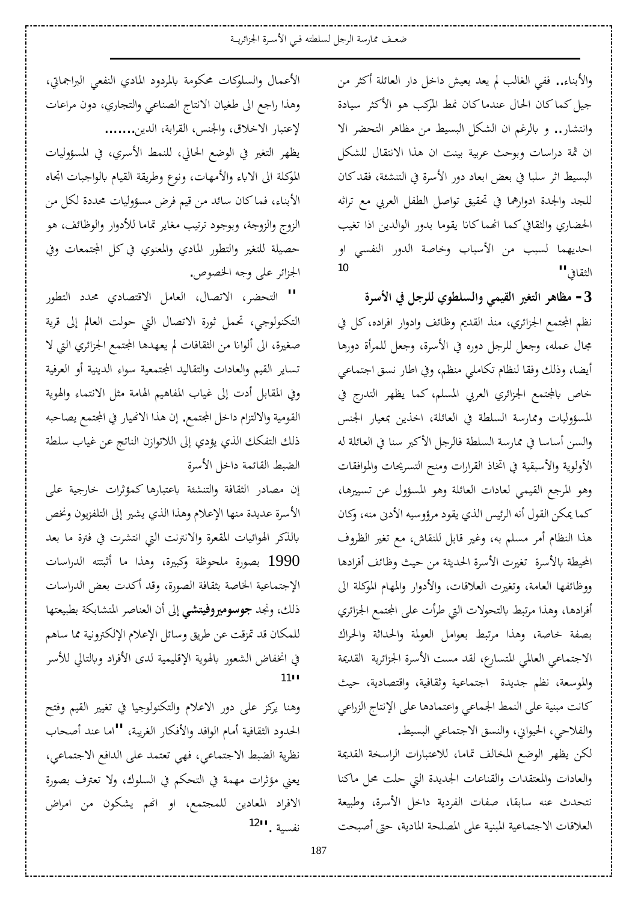والأبناء.. ففي الغالب لم يعد يعيش داخل دار العائلة أكثر من جيل كما كان الحال عندما كان نمط المركب هو الأكثر سيادة وانتشار.. و بالرغم ان الشكل البسيط من مظاهر التحضر الا ان ثمة دراسات وبحوث عربية بينت ان هذا الانتقال للشكل البسيط اثر سلبا في بعض ابعاد دور الأسرة في التنشئة، فقد كان للجد والجدة ادوارهما في تحقيق تواصل الطفل العربي مع تراثه الحضاري والثقافي كما انهما كانا يقوما بدور الوالدين اذا تغيب احديهما لسبب من الأسباب وخاصة الدور النفسي او الثقافي" [10]

### 3- مظاهر التغير القيمي والسلطوي للرجل في الأسرة

نظم المجتمع الجزائري، منذ القديم وظائف وادوار افراده، كل في مجال عمله، وجعل للرجل دوره في الأسرة، وجعل للمرأة دورها أيضا، وذلك وفقا لنظام تكاملي منظم، وفي اطار نسق اجتماعي خاص بالمجتمع الجزائري العربي المسلم، كما يظهر التدرج في المسؤوليات وممارسة السلطة في العائلة، اخذين بمعيار الجنس والسن أساسا في ممارسة السلطة فالرجل الأكبر سنا في العائلة له الأولوية والأسبقية في اتخاذ القرارات ومنح التسريحات والموافقات وهو المرجع القيمي لعادات العائلة وهو المسؤول عن تسييرها، كما يمكن القول أنه الرئيس الذي يقود مرؤوسيه الأدنى منه، وكان هذا النظام أمر مسلم به، وغير قابل للنقاش، مع تغير الظروف المحيطة بالأسرة تغيرت الأسرة الحديثة من حيث وظائف أفرادها ووظائفها العامة، وتغيرت العلاقات، والأدوار والمهام الموكلة الى أفرادها، وهذا مرتبط بالتحولات التي طرأت على المجتمع الجزائري بصفة خاصة، وهذا مرتبط بعوامل العولمة والحداثة والحراك الاجتماعي العالمي المتسارع، لقد مست الأسرة الجزائرية القديمة والموسعة، نظم جديدة اجتماعية وثقافية، واقتصادية، حيث كانت مبنية على النمط الجماعي واعتمادها على الإنتاج الزراعي والفلاحي، الحيواني، والنسق الاجتماعي البسيط.

لكن يظهر الوضع المخالف تماما، للاعتبارات الراسخة القديمة والعادات والمعتقدات والقناعات الجديدة التي حلت محل ماكنا نتحدث عنه سابقا، صفات الفردية داخل الأسرة، وطبيعة العلاقات الاجتماعية المبنية على المصلحة المادية، حتى أصبحت الأعمال والسلوكات محكومة بالمردود المادي النفعي البراجماتي، وهذا راجع الى طغيان الانتاج الصناعي والتجاري، دون مراعات لإعتبار الاخلاق، والجنس، القرابة، الدين.......

يظهر التغير في الوضع الحالي، للنمط الأسري، في المسؤوليات الموكلة الى الاباء والأمهات، ونوع وطريقة القيام بالواجبات اتجاه الأبناء، فما كان سائد من قيم فرض مسؤوليات محددة لكل من الزوج والزوجة، وبوجود ترتيب مغاير تماما للأدوار والوظائف، هو حصيلة للتغير والتطور المادي والمعنوي في كل المجتمعات وفي الجزائر على وجه الخصوص.

" التحضر، الاتصال، العامل الاقتصادي محدد التطور التكنولوجي، تحمل ثورة الاتصال التي حولت العالم إلى قرية صغيرة، الى ألوانا من الثقافات لم يعهدها المجتمع الجزائري التي لا تساير القيم والعادات والتقاليد المجتمعية سواء الدينية أو العرفية وفي المقابل أدت إلى غياب المفاهيم الهامة مثل الانتماء والهوية القومية والالتزام داخل المجتمع. إن هذا الانهيار في المجتمع يصاحبه ذلك التفكك الذي يؤدي إلى اللاتوازن الناتج عن غياب سلطة الضبط القائمة داخل الأسرة

إن مصادر الثقافة والتنشئة باعتبارها كمؤثرات خارجية على الأسرة عديدة منها الإعلام وهذا الذي يشير إلى التلفزيون ونخص بالذكر الهوائيات المقعرة والانترنت التي انتشرت في فترة ما بعد 1990 بصورة ملحوظة وكبيرة، وهذا ما أثبتته الدراسات الإجتماعية الخاصة بثقافة الصورة، وقد أكدت بعض الدراسات ذلك، ونجد **جوسوميروفيتشي** إلى أن العناصر المتشابكة بطبيعتها للمكان قد تمزقت عن طريق وسائل الإعلام الإلكترونية مما ساهم في انخفاض الشعور بالهوية الإقليمية لدى الأفراد وبالتالي للأسر" [11]

وهنا يركز على دور الاعلام والتكنولوجيا في تغيير القيم وفتح الحدود الثقافية أمام الوافد والأفكار الغربية، "اما عند أصحاب نظرية الضبط الاجتماعي، فهي تعتمد على الدافع الاجتماعي، يعني مؤثرات مهمة في التحكم في السلوك، ولا تعترف بصورة الافراد المعادين للمجتمع، او انهم يشكون من امراض نفسية." [12]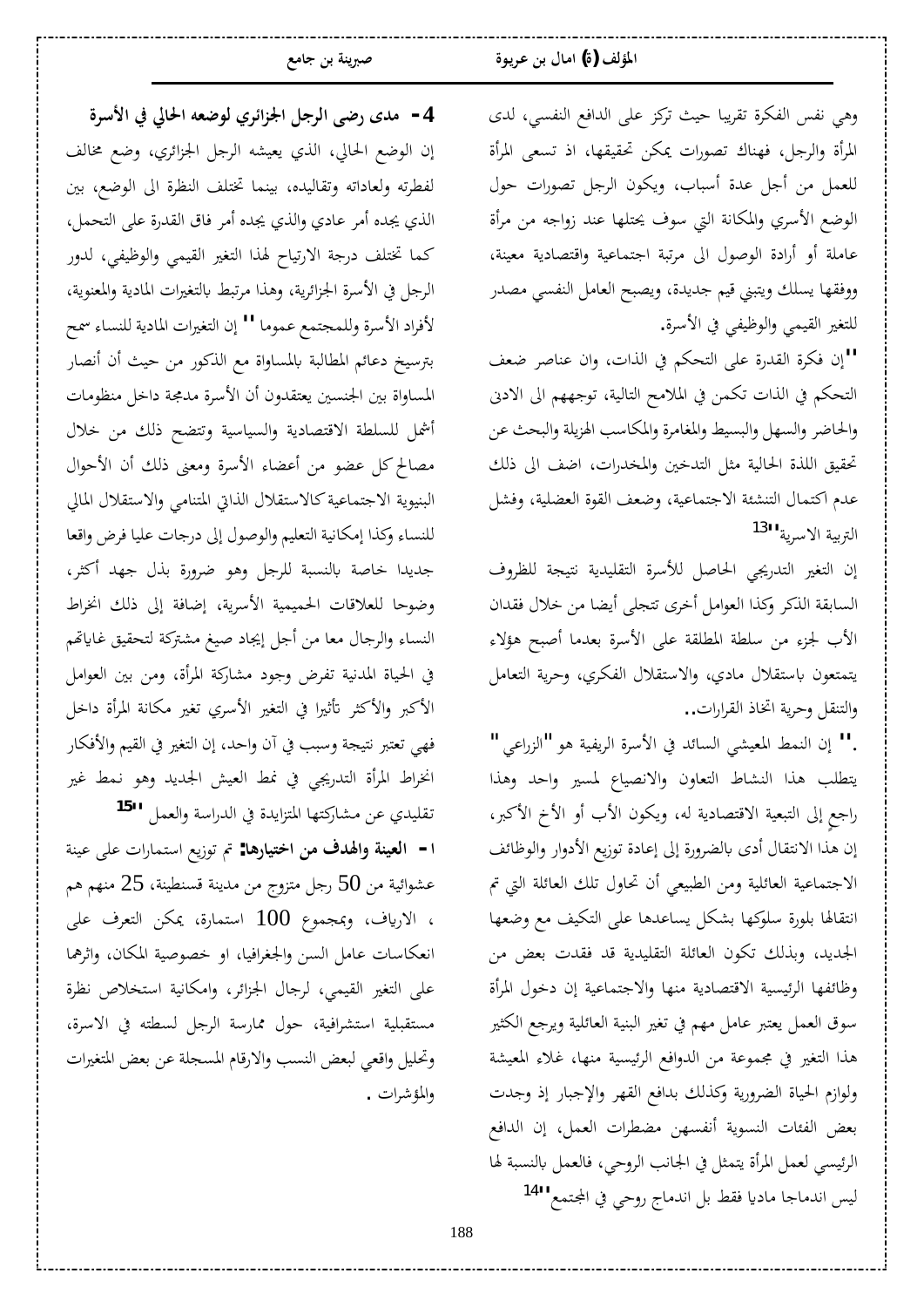وهي نفس الفكرة تقريبا حيث تركز على الدافع النفسي، لدى المرأة والرجل، فهناك تصورات يمكن تحقيقها، اذ تسعى المرأة للعمل من أجل عدة أسباب، ويكون الرجل تصورات حول الوضع الأسري والمكانة التي سوف يحتلها عند زواجه من مرأة عاملة أو أرادة الوصول الى مرتبة اجتماعية واقتصادية معينة، ووفقها يسلك ويتبنى قيم جديدة، ويصبح العامل النفسي مصدر للتغير القيمي والوظيفي في الأسرة.

"إن فكرة القدرة على التحكم في الذات، وان عناصر ضعف التحكم في الذات تكمن في الملامح التالية، توجههم الى الادنى والحاضر والسهل والبسيط والمغامرة والمكاسب الهزيلة والبحث عن تحقيق اللذة الحالية مثل التدخين والمخدرات، اضف الى ذلك عدم اكتمال التنشئة الاجتماعية، وضعف القوة العضلية، وفشل التربية الاسرية"[13]

إن التغير التدريجي الحاصل للأسرة التقليدية نتيجة للظروف السابقة الذكر وكذا العوامل أخرى تتجلى أيضا من خلال فقدان الأب لجزء من سلطة المطلقة على الأسرة بعدما أصبح هؤلاء يتمتعون باستقلال مادي، والاستقلال الفكري، وحرية التعامل والتنقل وحرية اتخاذ القرارات..

." إن النمط المعيشي السائد في الأسرة الريفية هو "الزراعي" يتطلب هذا النشاط التعاون والانصياع لمسير واحد وهذا راجع إلى التبعية الاقتصادية له، ويكون الأب أو الأخ الأكبر، إن هذا الانتقال أدى بالضرورة إلى إعادة توزيع الأدوار والوظائف الاجتماعية العائلية ومن الطبيعي أن تحاول تلك العائلة التي تم انتقالها بلورة سلوكها بشكل يساعدها على التكيف مع وضعها الجديد، وبذلك تكون العائلة التقليدية قد فقدت بعض من وظائفها الرئيسية الاقتصادية منها والاجتماعية إن دخول المرأة سوق العمل يعتبر عامل مهم في تغير البنية العائلية ويرجع الكثير هذا التغير في مجموعة من الدوافع الرئيسية منها، غلاء المعيشة ولوازم الحياة الضرورية وكذلك بدافع القهر والإجبار إذ وجدت بعض الفئات النسوية أنفسهن مضطرات العمل، إن الدافع الرئيسي لعمل المرأة يتمثل في الجانب الروحي، فالعمل بالنسبة لها ليس اندماجا ماديا فقط بل اندماج روحي في المجتمع"[14]

## 4- مدى رضى الرجل الجزائري لوضعه الحالي في الأسرة

إن الوضع الحالي، الذي يعيشه الرجل الجزائري، وضع مخالف لفطرته ولعاداته وتقاليده، بينما تختلف النظرة الى الوضع، بين الذي يجده أمر عادي والذي يجده أمر فاق القدرة على التحمل، كما تختلف درجة الارتياح لهذا التغير القيمي والوظيفي، لدور الرجل في الأسرة الجزائرية، وهذا مرتبط بالتغيرات المادية والمعنوية، لأفراد الأسرة وللمجتمع عموما " إن التغيرات المادية للنساء سمح بترسيخ دعائم المطالبة بالمساواة مع الذكور من حيث أن أنصار المساواة بين الجنسين يعتقدون أن الأسرة مدمجة داخل منظومات أشمل للسلطة الاقتصادية والسياسية وتتضح ذلك من خلال مصالح كل عضو من أعضاء الأسرة ومعنى ذلك أن الأحوال البنيوية الاجتماعية كالاستقلال الذاتي المتنامي والاستقلال المالي للنساء وكذا إمكانية التعليم والوصول إلى درجات عليا فرض واقعا جديدا خاصة بالنسبة للرجل وهو ضرورة بذل جهد أكثر، وضوحا للعلاقات الحميمية الأسرية، إضافة إلى ذلك انخراط النساء والرجال معا من أجل إيجاد صيغ مشتركة لتحقيق غاياتهم في الحياة المدنية تفرض وجود مشاركة المرأة، ومن بين العوامل الأكبر والأكثر تأثيرا في التغير الأسري تغير مكانة المرأة داخل فهي تعتبر نتيجة وسبب في آن واحد، إن التغير في القيم والأفكار انخراط المرأة التدريجي في نمط العيش الجديد وهو نمط غير تقليدي عن مشاركتها المتزايدة في الدراسة والعمل "[15]

**ا- العينة والهدف من اختيارها:** تم توزيع استمارات على عينة عشوائية من 50 رجل متزوج من مدينة قسنطينة، 25 منهم هم ، الارياف، وبمجموع 100 استمارة، يمكن التعرف على انعكاسات عامل السن والجغرافيا، او خصوصية المكان، واثرهما على التغير القيمي، لرجال الجزائر، وامكانية استخلاص نظرة مستقبلية استشرافية، حول ممارسة الرجل لسلطته في الاسرة، وتحليل واقعي لبعض النسب والارقام المسجلة عن بعض المتغيرات والمؤشرات .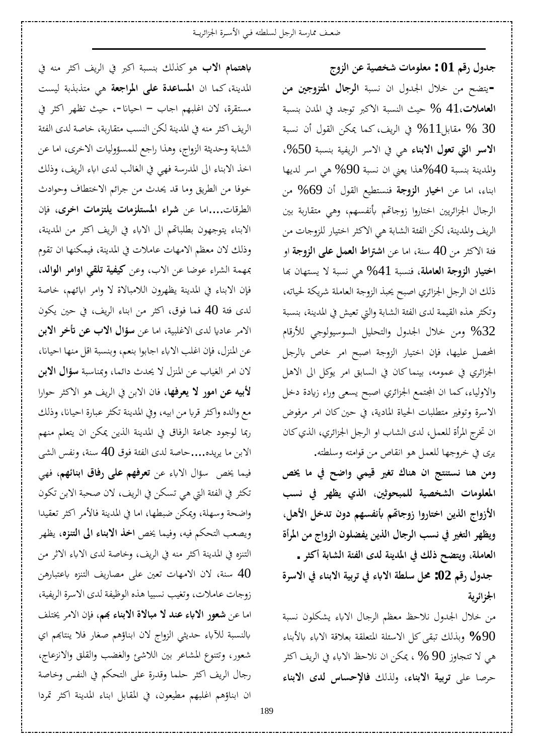**جدول رقم 01 : معلومات شخصية عن الزوج**

-يتضح من خلال الجدول ان نسبة **الرجال المتزوجين من العاملات**،41 % حيث النسبة الاكبر توجد في المدن بنسبة 30 % مقابل11% في الريف، كما يمكن القول أن نسبة **الاسر التي تعول الابناء** هي في الاسر الريفية بنسبة 50%، والمدينة بنسبة 40%هذا يعني ان نسبة 90% هي اسر لديها ابناء، اما عن **اخيار الزوجة** فنستطيع القول أن 69% من الرجال الجزائريين اختاروا زوجاتهم بأنفسهم، وهي متقاربة بين الريف والمدينة، لكن الفئة الشابة هي الاكثر اختيار للزوجات من فئة الاكثر من 40 سنة، اما عن **اشتراط العمل على الزوجة** او **اختيار الزوجة العاملة**، فنسبة 41% هي نسبة لا يستهان بها ذلك ان الرجل الجزائري اصبح يحبذ الزوجة العاملة شريكة لحياته، وتكثر هذه القيمة لدى الفئة الشابة والتي تعيش في المدينة، بنسبة 32% ومن خلال الجدول والتحليل السوسيولوجي للأرقام المحصل عليها، فإن اختيار الزوجة اصبح امر خاص بالرجل الجزائري في عمومه، بينما كان في السابق امر يوكل الى الاهل والاولياء، كما ان المجتمع الجزائري اصبح يسعى وراء زيادة دخل الاسرة وتوفير متطلبات الحياة المادية، في حين كان امر مرفوض ان تخرج المرأة للعمل، لدى الشاب او الرجل الجزائري، الذي كان يرى في خروجها للعمل هو انقاص من قوامته وسلطته.

**ومن هنا نستنتج ان هناك تغير قيمي واضح في ما يخص المعلومات الشخصية للمبحوثين، الذي يظهر في نسب الأزواج الذين اختاروا زوجاتهم بأنفسهم دون تدخل الأهل، ويظهر التغير في نسب الرجال الذين يفضلون الزواج من المرأة العاملة، ويتضح ذلك في المدينة لدى الفئة الشابة أكثر .**

**جدول رقم 02: محل سلطة الاباء في تربية الابناء في الاسرة الجزائرية**

من خلال الجدول نلاحظ معظم الرجال الاباء يشكلون نسبة **90%** وبذلك تبقى كل الاسئلة المتعلقة بعلاقة الاباء بالأبناء هي لا تتجاوز 90 % ، يمكن ان نلاحظ الاباء في الريف اكثر حرصا على **تربية الابناء**، ولذلك **فالإحساس لدى الابناء باهتمام الاب** هو كذلك بنسبة اكبر في الريف اكثر منه في المدينة، كما ان **المساعدة على المراجعة** هي متذبذبة ليست مستقرة، لان اغلبهم اجاب – احيانا-، حيث تظهر اكثر في الريف اكثر منه في المدينة لكن النسب متقاربة، خاصة لدى الفئة الشابة وحديثة الزواج، وهذا راجع للمسؤوليات الاخرى، اما عن اخذ الابناء الى المدرسة فهي في الغالب لدى اباء الريف، وذلك خوفا من الطريق وما قد يحدث من جرائم الاختطاف وحوادث الطرقات....اما عن **شراء المستلزمات يلتزمات اخرى**، فإن الابناء يتوجهون بطلباتهم الى الاباء في الريف اكثر من المدينة، وذلك لان معظم الامهات عاملات في المدينة، فيمكنها ان تقوم بمهمة الشراء عوضا عن الاب، وعن **كيفية تلقي اوامر الوالد**، فإن الابناء في المدينة يظهرون اللامبالاة لا وامر ابائهم، خاصة لدى فئة 40 فما فوق، اكثر من ابناء الريف، في حين يكون الامر عاديا لدى الاغلبية، اما عن **سؤال الاب عن تأخر الابن** عن المنزل، فإن اغلب الاباء اجابوا بنعم، وبنسبة اقل منها احيانا، لان امر الغياب عن المنزل لا يحدث دائما، وبمناسبة **سؤال الابن لأبيه عن امور لا يعرفها**، فان الابن في الريف هو الاكثر حوارا مع والده واكثر قربا من ابيه، وفي المدينة تكثر عبارة احيانا، وذلك ربما لوجود جماعة الرفاق في المدينة الذين يمكن ان يتعلم منهم الابن ما يريده....خاصة لدى الفئة فوق 40 سنة، ونفس الشئ فيما يخص سؤال الاباء عن **تعرفهم على رفاق ابنائهم**، فهي تكثر في الفئة التي هي تسكن في الريف، لان صحبة الابن تكون واضحة وسهلة، ويمكن ضبطها، اما في المدينة فالأمر اكثر تعقيدا ويصعب التحكم فيه، وفيما يخص **اخذ الابناء الى التنزه**، يظهر التنزه في المدينة اكثر منه في الريف، وخاصة لدى الاباء الاثر من 40 سنة، لان الامهات تعين على مصاريف التنزه باعتبارهن زوجات عاملات، وتغيب نسبيا هذه الوظيفة لدى الاسرة الريفية، اما عن **شعور الاباء عند لا مبالاة الابناء بهم**، فإن الامر يختلف بالنسبة للآباء حديثي الزواج لان ابناؤهم صغار فلا ينتابهم اي شعور، وتتنوع المشاعر بين اللاشئ والغضب والقلق والانزعاج، رجال الريف اكثر حلما وقدرة على التحكم في النفس وخاصة ان ابناؤهم اغلبهم مطيعون، في المقابل ابناء المدينة اكثر تمردا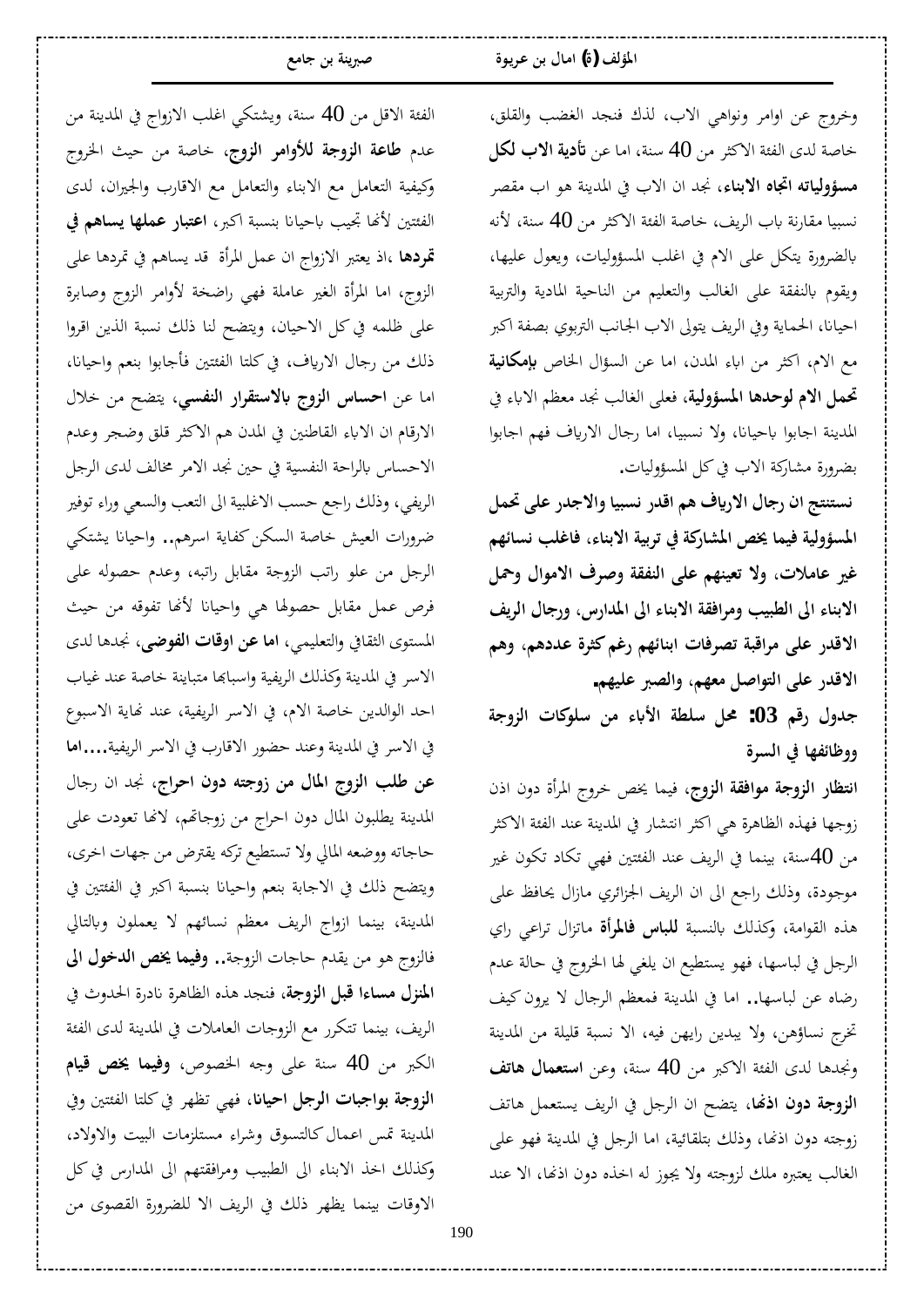وخروج عن اوامر ونواهي الاب، لذك فنجد الغضب والقلق، خاصة لدى الفئة الاكثر من 40 سنة، اما عن **تأدية الاب لكل مسؤولياته اتجاه الابناء**، نجد ان الاب في المدينة هو اب مقصر نسبيا مقارنة باب الريف، خاصة الفئة الاكثر من 40 سنة، لأنه بالضرورة يتكل على الام في اغلب المسؤوليات، ويعول عليها، ويقوم بالنفقة على الغالب والتعليم من الناحية المادية والتربية احيانا، الحماية وفي الريف يتولى الاب الجانب التربوي بصفة اكبر مع الام، اكثر من اباء المدن، اما عن السؤال الخاص **بإمكانية تحمل الام لوحدها المسؤولية**، فعلى الغالب نجد معظم الاباء في المدينة اجابوا باحيانا، ولا نسبيا، اما رجال الارياف فهم اجابوا بضرورة مشاركة الاب في كل المسؤوليات.

**نستنتج ان رجال الارياف هم اقدر نسبيا والاجدر على تحمل المسؤولية فيما يخص المشاركة في تربية الابناء، فاغلب نسائهم غير عاملات، ولا تعينهم على النفقة وصرف الاموال وحمل الابناء الى الطبيب ومرافقة الابناء الى المدارس، ورجال الريف الاقدر على مراقبة تصرفات ابنائهم رغم كثرة عددهم، وهم الاقدر على التواصل معهم، والصبر عليهم.**

**جدول رقم 03: محل سلطة الأباء من سلوكات الزوجة ووظائفها في السرة**

**انتظار الزوجة موافقة الزوج**، فيما يخص خروج المرأة دون اذن زوجها فهذه الظاهرة هي اكثر انتشار في المدينة عند الفئة الاكثر من 40سنة، بينما في الريف عند الفئتين فهي تكاد تكون غير موجودة، وذلك راجع الى ان الريف الجزائري مازال يحافظ على هذه القوامة، وكذلك بالنسبة **للباس فالمرأة** ماتزال تراعي راي الرجل في لباسها، فهو يستطيع ان يلغي لها الخروج في حالة عدم رضاه عن لباسها.. اما في المدينة فمعظم الرجال لا يرون كيف تخرج نساؤهن، ولا يبدين رايهن فيه، الا نسبة قليلة من المدينة ونجدها لدى الفئة الاكبر من 40 سنة، وعن **استعمال هاتف الزوجة دون اذنها**، يتضح ان الرجل في الريف يستعمل هاتف زوجته دون اذنها، وذلك بتلقائية، اما الرجل في المدينة فهو على الغالب يعتبره ملك لزوجته ولا يجوز له اخذه دون اذنها، الا عند الفئة الاقل من 40 سنة، ويشتكي اغلب الازواج في المدينة من عدم **طاعة الزوجة للأوامر الزوج**، خاصة من حيث الخروج وكيفية التعامل مع الابناء والتعامل مع الاقارب والجيران، لدى الفئتين لأنها تجيب باحيانا بنسبة اكبر، **اعتبار عملها يساهم في تمردها** ،اذ يعتبر الازواج ان عمل المرأة قد يساهم في تمردها على الزوج، اما المرأة الغير عاملة فهي راضخة لأوامر الزوج وصابرة على ظلمه في كل الاحيان، ويتضح لنا ذلك نسبة الذين اقروا ذلك من رجال الارياف، في كلتا الفئتين فأجابوا بنعم واحيانا، اما عن **احساس الزوج بالاستقرار النفسي**، يتضح من خلال الارقام ان الاباء القاطنين في المدن هم الاكثر قلق وضجر وعدم الاحساس بالراحة النفسية في حين نجد الامر مخالف لدى الرجل الريفي، وذلك راجع حسب الاغلبية الى التعب والسعي وراء توفير ضروريات العيش خاصة السكن كفاية اسرهم.. واحيانا يشتكي الرجل من علو راتب الزوجة مقابل راتبه، وعدم حصوله على فرص عمل مقابل حصولها هي واحيانا لأنها تفوقه من حيث المستوى الثقافي والتعليمي، **اما عن اوقات الفوضى**، نجدها لدى الاسر في المدينة وكذلك الريفية واسبابها متباينة خاصة عند غياب احد الوالدين خاصة الام، في الاسر الريفية، عند نهاية الاسبوع في الاسر في المدينة وعند حضور الاقارب في الاسر الريفية....**اما عن طلب الزوج المال من زوجته دون احراج**، نجد ان رجال المدينة يطلبون المال دون احراج من زوجاتهم، لانها تعودت على حاجاته ووضعه المالي ولا تستطيع تركه يقترض من جهات اخرى، ويتضح ذلك في الاجابة بنعم واحيانا بنسبة اكبر في الفئتين في المدينة، بينما ازواج الريف معظم نسائهم لا يعملون وبالتالي فالزوج هو من يقدم حاجات الزوجة.. **وفيما يخص الدخول الى المنزل مساءا قبل الزوجة**، فنجد هذه الظاهرة نادرة الحدوث في الريف، بينما تتكرر مع الزوجات العاملات في المدينة لدى الفئة الكبر من 40 سنة على وجه الخصوص، **وفيما يخص قيام الزوجة بواجبات الرجل احيانا**، فهي تظهر في كلتا الفئتين وفي المدينة تمس اعمال كالتسوق وشراء مستلزمات البيت والاولاد، وكذلك اخذ الابناء الى الطبيب ومرافقتهم الى المدارس في كل الاوقات بينما يظهر ذلك في الريف الا للضرورة القصوى من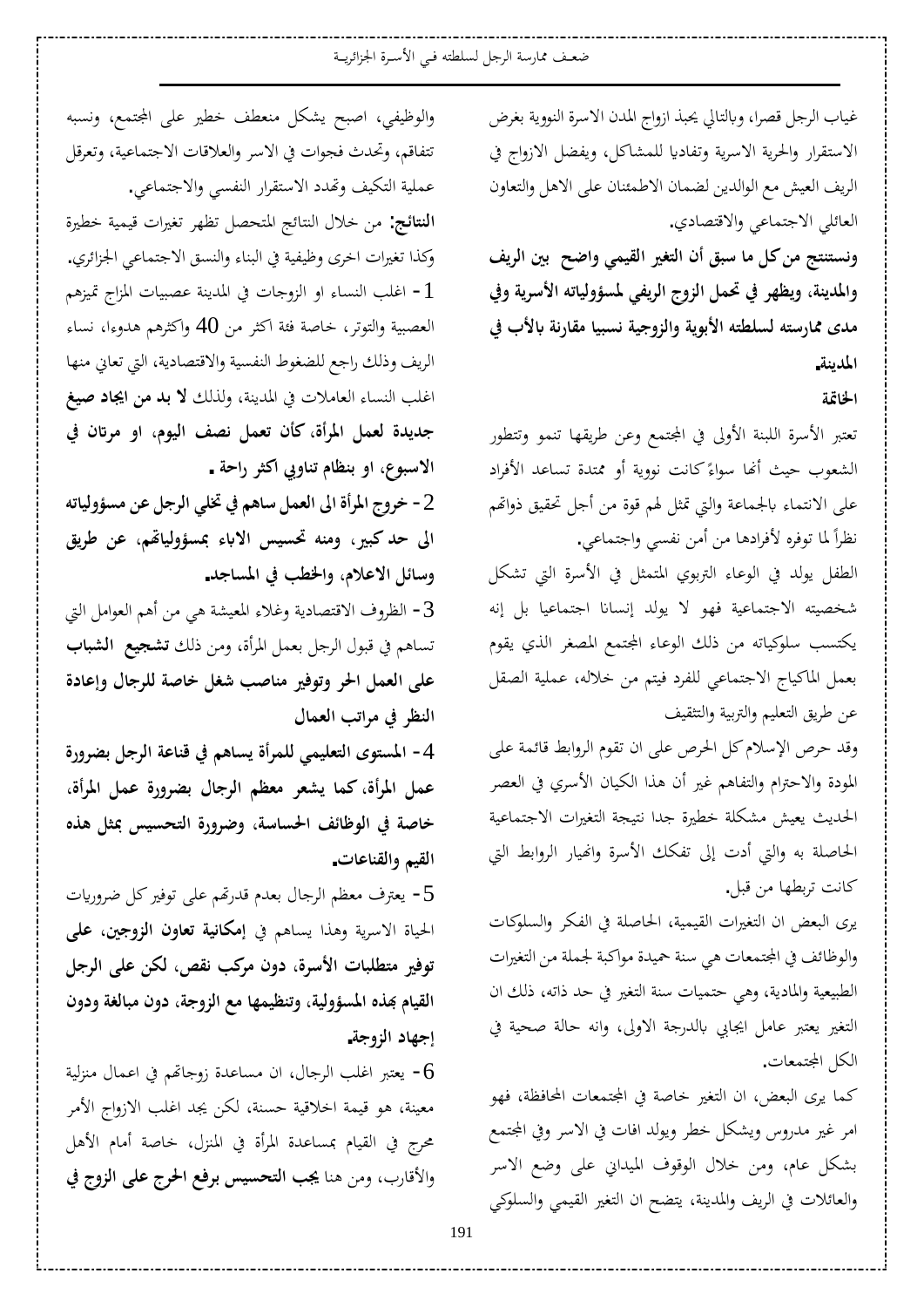غياب الرجل قصرا، وبالتالي يحبذ ازواج المدن الاسرة النووية بغرض الاستقرار والحرية الاسرية وتفاديا للمشاكل، ويفضل الازواج في الريف العيش مع الوالدين لضمان الاطمئنان على الاهل والتعاون العائلي الاجتماعي والاقتصادي.

**ونستنتج من كل ما سبق أن التغير القيمي واضح بين الريف والمدينة، ويظهر في تحمل الزوج الريفي لمسؤولياته الأسرية وفي مدى ممارسته لسلطته الأبوية والزوجية نسبيا مقارنة بالأب في المدينة.**

**الخاتمة**

تعتبر الأسرة اللبنة الأولى في المجتمع وعن طريقها تنمو وتتطور الشعوب حيث أنها سواءً كانت نووية أو ممتدة تساعد الأفراد على الانتماء بالجماعة والتي تمثل لهم قوة من أجل تحقيق ذواتهم نظراً لما توفره لأفرادها من أمن نفسي واجتماعي.

الطفل يولد في الوعاء التربوي المتمثل في الأسرة التي تشكل شخصيته الاجتماعية فهو لا يولد إنسانا اجتماعيا بل إنه يكتسب سلوكياته من ذلك الوعاء المجتمع المصغر الذي يقوم بعمل الماكياج الاجتماعي للفرد فيتم من خلاله، عملية الصقل عن طريق التعليم والتربية والتثقيف

وقد حرص الإسلام كل الحرص على ان تقوم الروابط قائمة على المودة والاحترام والتفاهم غير أن هذا الكيان الأسري في العصر الحديث يعيش مشكلة خطيرة جدا نتيجة التغيرات الاجتماعية الحاصلة به والتي أدت إلى تفكك الأسرة وانهيار الروابط التي كانت تربطها من قبل.

يرى البعض ان التغيرات القيمية، الحاصلة في الفكر والسلوكات والوظائف في المجتمعات هي سنة حميدة مواكبة لجملة من التغيرات الطبيعية والمادية، وهي حتميات سنة التغير في حد ذاته، ذلك ان التغير يعتبر عامل ايجابي بالدرجة الاولى، وانه حالة صحية في الكل المجتمعات.

كما يرى البعض، ان التغير خاصة في المجتمعات المحافظة، فهو امر غير مدروس ويشكل خطر ويولد افات في الاسر وفي المجتمع بشكل عام، ومن خلال الوقوف الميداني على وضع الاسر والعائلات في الريف والمدينة، يتضح ان التغير القيمي والسلوكي والوظيفي، اصبح يشكل منعطف خطير على المجتمع، ونسبه تتفاقم، وتحدث فجوات في الاسر والعلاقات الاجتماعية، وتعرقل عملية التكيف وتهدد الاستقرار النفسي والاجتماعي.

**النتائج:** من خلال النتائج المتحصل تظهر تغيرات قيمية خطيرة وكذا تغيرات اخرى وظيفية في البناء والنسق الاجتماعي الجزائري.

1- اغلب النساء او الزوجات في المدينة عصبيات المزاج تميزهم العصبية والتوتر، خاصة فئة اكثر من 40 واكثرهم هدوءا، نساء الريف وذلك راجع للضغوط النفسية والاقتصادية، التي تعاني منها اغلب النساء العاملات في المدينة، ولذلك **لا بد من ايجاد صيغ جديدة لعمل المرأة، كأن تعمل نصف اليوم، او مرتان في الاسبوع، او بنظام تناوبي اكثر راحة .**

2- **خروج المرأة الى العمل ساهم في تخلي الرجل عن مسؤولياته الى حد كبير، ومنه تحسيس الاباء بمسؤولياتهم، عن طريق وسائل الاعلام، والخطب في المساجد.**

3- الظروف الاقتصادية وغلاء المعيشة هي من أهم العوامل التي تساهم في قبول الرجل بعمل المرأة، ومن ذلك **تشجيع الشباب على العمل الحر وتوفير مناصب شغل خاصة للرجال وإعادة النظر في مراتب العمال**

4- **المستوى التعليمي للمرأة يساهم في قناعة الرجل بضرورة عمل المرأة، كما يشعر معظم الرجال بضرورة عمل المرأة، خاصة في الوظائف الحساسة، وضرورة التحسيس بمثل هذه القيم والقناعات.**

5- يعترف معظم الرجال بعدم قدرتهم على توفير كل ضروريات الحياة الاسرية وهذا يساهم في **إمكانية تعاون الزوجين، على توفير متطلبات الأسرة، دون مركب نقص، لكن على الرجل القيام بهذه المسؤولية، وتنظيمها مع الزوجة، دون مبالغة ودون إجهاد الزوجة.**

6- يعتبر اغلب الرجال، ان مساعدة زوجاتهم في اعمال منزلية معينة، هو قيمة اخلاقية حسنة، لكن يجد اغلب الازواج الأمر محرج في القيام بمساعدة المرأة في المنزل، خاصة أمام الأهل والأقارب، ومن هنا **يجب التحسيس برفع الحرج على الزوج في**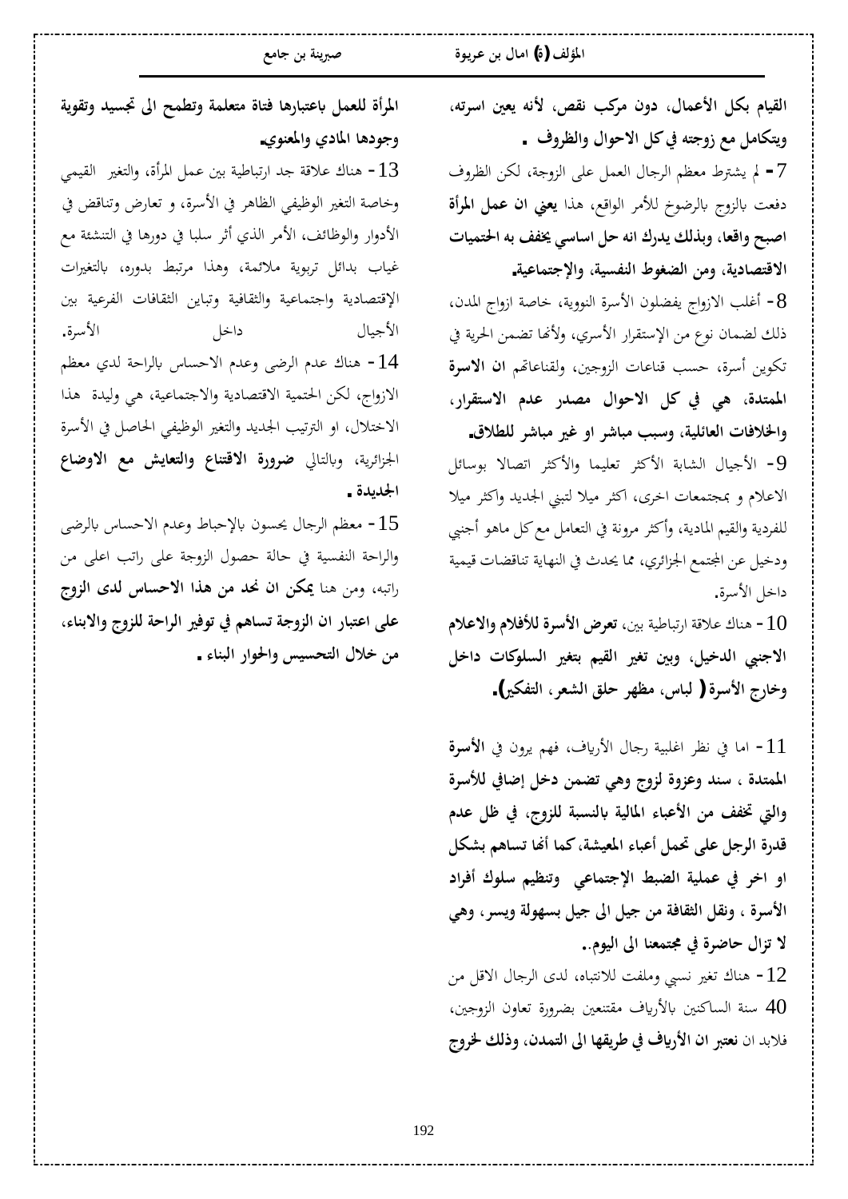**القيام بكل الأعمال، دون مركب نقص، لأنه يعين اسرته، ويتكامل مع زوجته في كل الاحوال والظروف .**

7 - لم يشترط معظم الرجال العمل على الزوجة، لكن الظروف دفعت بالزوج بالرضوخ للأمر الواقع، هذا **يعني ان عمل المرأة اصبح واقعا، وبذلك يدرك انه حل اساسي يخفف به الحتميات الاقتصادية، ومن الضغوط النفسية، والإجتماعية.**

8 - أغلب الازواج يفضلون الأسرة النووية، خاصة ازواج المدن، ذلك لضمان نوع من الإستقرار الأسري، ولأنها تضمن الحرية في تكوين أسرة، حسب قناعات الزوجين، ولقناعاتهم **ان الاسرة الممتدة، هي في كل الاحوال مصدر عدم الاستقرار، والخلافات العائلية، وسبب مباشر او غير مباشر للطلاق.**

9 - الأجيال الشابة الأكثر تعليما والأكثر اتصالا بوسائل الاعلام و بمجتمعات اخرى، اكثر ميلا لتبني الجديد واكثر ميلا للفردية والقيم المادية، وأكثر مرونة في التعامل مع كل ماهو أجنبي ودخيل عن المجتمع الجزائري، مما يحدث في النهاية تناقضات قيمية داخل الأسرة.

10 - هناك علاقة ارتباطية بين، **تعرض الأسرة للأفلام والاعلام الاجنبي الدخيل، وبين تغير القيم بتغير السلوكات داخل وخارج الأسرة ( لباس، مظهر حلق الشعر، التفكير).**

11 - اما في نظر اغلبية رجال الأرياف، فهم يرون في **الأسرة الممتدة ، سند وعزوة لزوج وهي تضمن دخل إضافي للأسرة والتي تخفف من الأعباء المالية بالنسبة للزوج، في ظل عدم قدرة الرجل على تحمل أعباء المعيشة، كما أنها تساهم بشكل او اخر في عملية الضبط الإجتماعي وتنظيم سلوك أفراد الأسرة ، ونقل الثقافة من جيل الى جيل بسهولة ويسر، وهي لا تزال حاضرة في مجتمعنا الى اليوم..**

12 - هناك تغير نسبي وملفت للانتباه، لدى الرجال الاقل من 40 سنة الساكنين بالأرياف مقتنعين بضرورة تعاون الزوجين، فلابد ان **نعتبر ان الأرياف في طريقها الى التمدن، وذلك لخروج المرأة للعمل باعتبارها فتاة متعلمة وتطمح الى تجسيد وتقوية وجودها المادي والمعنوي.**

13 - هناك علاقة جد ارتباطية بين عمل المرأة، والتغير القيمي وخاصة التغير الوظيفي الظاهر في الأسرة، و تعارض وتناقض في الأدوار والوظائف، الأمر الذي أثر سلبا في دورها في التنشئة مع غياب بدائل تربوية ملائمة، وهذا مرتبط بدوره، بالتغيرات الإقتصادية واجتماعية والثقافية وتباين الثقافات الفرعية بين الأجيال داخل الأسرة.

14 - هناك عدم الرضى وعدم الاحساس بالراحة لدي معظم الازواج، لكن الحتمية الاقتصادية والاجتماعية، هي وليدة هذا الاختلال، او الترتيب الجديد والتغير الوظيفي الحاصل في الأسرة الجزائرية، وبالتالي **ضرورة الاقتناع والتعايش مع الاوضاع الجديدة .**

15 - معظم الرجال يحسون بالإحباط وعدم الاحساس بالرضى والراحة النفسية في حالة حصول الزوجة على راتب اعلى من راتبه، ومن هنا **يمكن ان نحد من هذا الاحساس لدى الزوج على اعتبار ان الزوجة تساهم في توفير الراحة للزوج والابناء، من خلال التحسيس والحوار البناء .**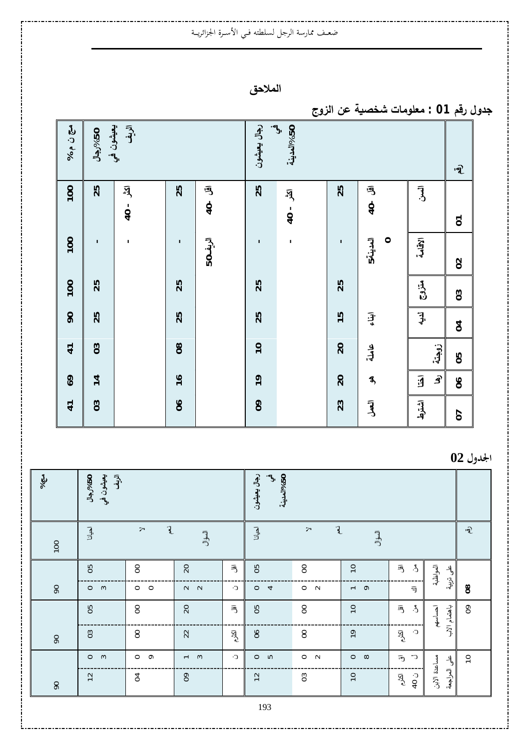## الملاحق

### جدول رقم 01 : معلومات شخصية عن الزوج

| رقم | البيان | رجال يعيشون في المدينة 50% | | | | رجال يعيشون في الريف 50% | | | | مج ن م% |
|---|---|---|---|---|---|---|---|---|---|---|
| 01 | السن | أقل 40 | 25 | أكثر 40 | 25 | أقل 40 | 25 | أكثر 40 | 25 | 100 |
| 02 | الإقامة | المدينة 50 | - | - | - | الريف 50 | - | - | - | 100 |
| 03 | متزوج | | 25 | | 25 | | 25 | | 25 | 100 |
| 04 | لديه | أبناء | 15 | | 25 | | 25 | | 25 | 90 |
| 05 | زوجة | عاملة | 20 | | 10 | | 08 | | 03 | 41 |
| 06 | اختارها | هو | 20 | | 19 | | 16 | | 14 | 69 |
| 07 | اشترط | العمل | 23 | | 09 | | 06 | | 03 | 41 |

### الجدول 02

| رقم | السؤال | | رجال يعيشون في المدينة 50% | | | رجال يعيشون في الريف 50% | | | مج% |
|---|---|---|---|---|---|---|---|---|---|
| | | | نعم | لا | أحيانا | نعم | لا | أحيانا | 100 |
| 08 | المواظبة على تربية | أقل من 40 | 10 | 00 | 05 | 20 | 00 | 05 | 90 |
| | | الأكثر | 19 | 02 | 04 | 22 | 00 | 03 | |
| 09 | احساسهم باهتمام الأب | أقل من 40 | 10 | 00 | 05 | 20 | 00 | 05 | 90 |
| | | الأكثر | 19 | 00 | 06 | 22 | 00 | 03 | |
| 10 | مساعدة الابن على المراجعة | أقل من 40 | 08 | 02 | 05 | 13 | 09 | 03 | 90 |
| | | الأكثر من 40 | 10 | 03 | 12 | 09 | 04 | 12 | |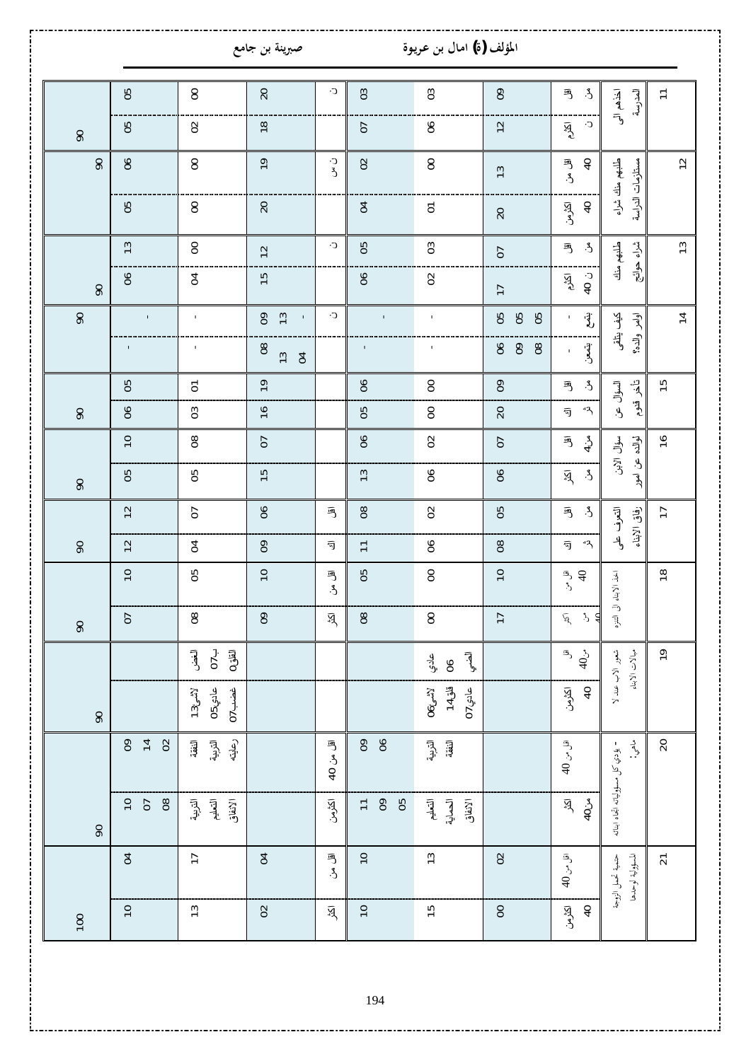| | | | | | | | | | | |
|---|---|---|---|---|---|---|---|---|---|---|
| 11 | اخذهم الى المدرسة | من أقل | 09 | 03 | 03 | ن | 20 | 00 | 05 | 90 |
| | | الأكثر ن | 12 | 06 | 07 | | 18 | 02 | 05 | |
| 12 | طلبهم منك شراء مستلزمات الدراسة | أقل من 40 | 13 | 00 | 02 | ن س | 19 | 00 | 06 | 90 |
| | | أكثرمن 40 | 20 | 01 | 04 | | 20 | 00 | 05 | |
| 13 | طلبهم منك شراء حوائج | من أقل | 07 | 03 | 05 | ن | 12 | 00 | 13 | 90 |
| | | الأكثر ن 40 | 17 | 02 | 06 | | 15 | 04 | 06 | |
| 14 | كيف يتلقى اوامر والده؟ | يشمع - | 05 05 05 | - | - | ن | 09 13 - | - | - | 90 |
| | | يشمن - | 06 09 08 | - | - | | 08 13 04 | - | - | |
| 15 | السؤال عن تأخر قدوم | من أقل | 09 | 00 | 06 | | 19 | 01 | 05 | 90 |
| | | الأكثر | 20 | 00 | 05 | | 16 | 03 | 06 | |
| 16 | سؤال الابن لوالده عن امور | من4 أقل | 07 | 02 | 06 | | 07 | 08 | 10 | 90 |
| | | من أكثر | 06 | 06 | 13 | | 15 | 05 | 05 | |
| 17 | التعرف على رفاق الابناء | من أقل | 05 | 02 | 08 | أقل | 06 | 07 | 12 | 90 |
| | | الأكثر | 08 | 06 | 11 | الأكثر | 09 | 04 | 12 | |
| 18 | اخذ الابناء الى النزهة | أقل من 40 | 10 | 00 | 05 | أقل من | 10 | 05 | 10 | 90 |
| | | أكثر من 40 | 17 | 00 | 08 | الأكثر | 09 | 08 | 07 | |
| 19 | شعور الاب عند لا مبالات الابناء | أقل من40 | | عادي 06 الضمي | | | | الغضب ب07 القلق0 | | 90 |
| | | أكثرمن 40 | | لاشيء06 قلق14 عادي07 | | | | لاشيء13 عادي05 غضب07 | | |
| 20 | - يؤدي كل مسؤوليات اتجاه ابنائه ماهي: | أقل من 40 | | التربية النفقة | 09 06 | أقل من 40 | | النفقة التربية رعايته | 09 14 02 | 90 |
| | | أكثر من40 | | التعليم الحماية الانفاق | 11 09 05 | أكثرمن | | التربية التعليم الانفاق | 10 07 08 | |
| 21 | حتمية تحمل الزوجة المسؤولية لوحدها | أقل من 40 | 02 | 13 | 10 | أقل من | 04 | 17 | 04 | 100 |
| | | أكثرمن 40 | 00 | 15 | 10 | أكثر | 02 | 13 | 10 | |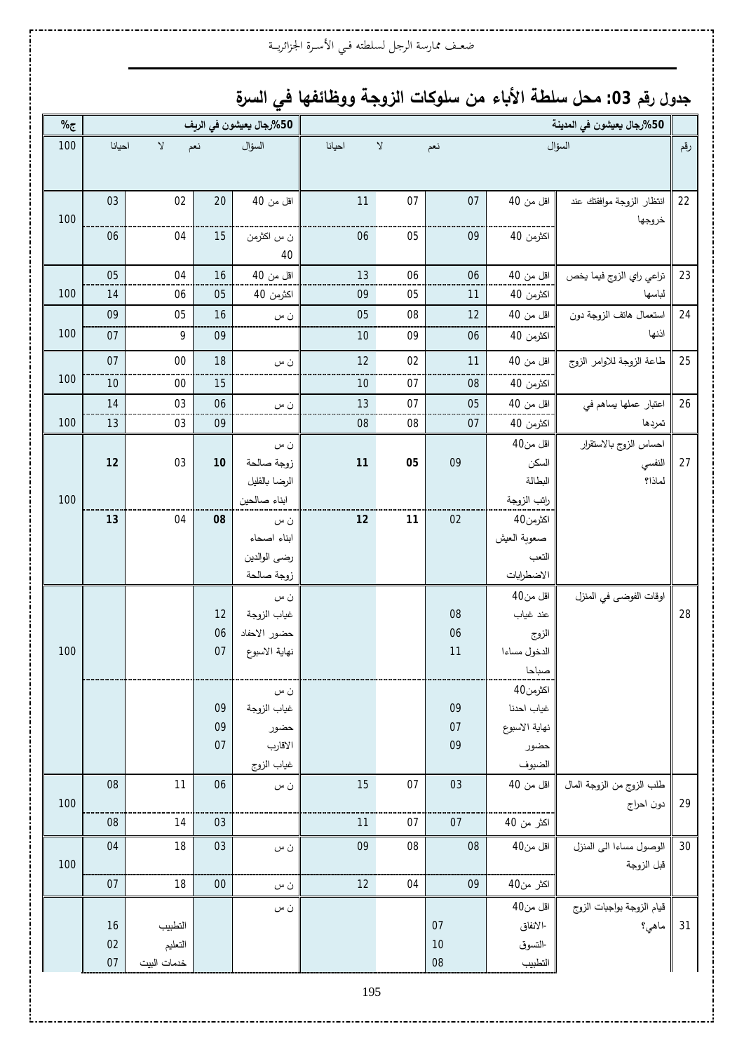## جدول رقم 03: محل سلطة الأباء من سلوكات الزوجة ووظائفها في السرة

| رقم | 50%رجال يعيشون في المدينة | | | | | 50%رجال يعيشون في الريف | | | | ج% |
|---|---|---|---|---|---|---|---|---|---|---|
| | السؤال | | نعم | لا | احيانا | السؤال | نعم | لا | احيانا | 100 |
| 22 | انتظار الزوجة موافقتك عند خروجها | اقل من 40 | 07 | 07 | 11 | اقل من 40 | 20 | 02 | 03 | 100 |
| | | اكثرمن 40 | 09 | 05 | 06 | ن س اكثرمن 40 | 15 | 04 | 06 | |
| 23 | تراعي راي الزوج فيما يخص لباسها | اقل من 40 | 06 | 06 | 13 | اقل من 40 | 16 | 04 | 05 | 100 |
| | | اكثرمن 40 | 11 | 05 | 09 | اكثرمن 40 | 05 | 06 | 14 | |
| 24 | استعمال هاتف الزوجة دون اذنها | اقل من 40 | 12 | 08 | 05 | ن س | 16 | 05 | 09 | 100 |
| | | اكثرمن 40 | 06 | 09 | 10 | | 09 | 9 | 07 | |
| 25 | طاعة الزوجة للاوامر الزوج | اقل من 40 | 11 | 02 | 12 | ن س | 18 | 00 | 07 | 100 |
| | | اكثرمن 40 | 08 | 07 | 10 | | 15 | 00 | 10 | |
| 26 | اعتبار عملها يساهم في تمردها | اقل من 40 | 05 | 07 | 13 | ن س | 06 | 03 | 14 | 100 |
| | | اكثرمن 40 | 07 | 08 | 08 | | 09 | 03 | 13 | |
| 27 | احساس الزوج بالاستقرار النفسي لماذا؟ | اقل من40 السكن البطالة راتب الزوجة | 09 | **05** | **11** | ن س زوجة صالحة الرضا بالقليل ابناء صالحين | **10** | 03 | **12** | 100 |
| | | اكثرمن40 صعوبة العيش التعب الاضطرابات | 02 | **11** | **12** | ن س ابناء اصحاء رضى الوالدين زوجة صالحة | **08** | 04 | **13** | |
| 28 | اوقات الفوضى في المنزل | اقل من40 | | | | ن س | | | | 100 |
| | | عند غياب الزوج | 08 | | | غياب الزوجة | 12 | | | |
| | | الدخول مساءا صباحا | 06 / 11 | | | حضور الاحفاد | 06 | | | |
| | | | | | | نهاية الاسبوع | 07 | | | |
| | | اكثرمن40 | | | | ن س | | | | |
| | | غياب احدنا | 09 | | | غياب الزوجة | 09 | | | |
| | | نهاية الاسبوع | 07 | | | حضور الاقارب | 09 | | | |
| | | حضور الضيوف | 09 | | | غياب الزوج | 07 | | | |
| 29 | طلب الزوج من الزوجة المال دون احراج | اقل من 40 | 03 | 07 | 15 | ن س | 06 | 11 | 08 | 100 |
| | | اكثر من 40 | 07 | 07 | 11 | | 03 | 14 | 08 | |
| 30 | الوصول مساءا الى المنزل قبل الزوجة | اقل من40 | 08 | 08 | 09 | ن س | 03 | 18 | 04 | 100 |
| | | اكثر من40 | 09 | 04 | 12 | ن س | 00 | 18 | 07 | |
| 31 | قيام الزوجة بواجبات الزوج ماهي؟ | اقل من40 | | | | ن س | | | | |
| | | -الانفاق | 07 | | | | | التطبيب | 16 | |
| | | -التسوق | 10 | | | | | التعليم | 02 | |
| | | التطبيب | 08 | | | | | خدمات البيت | 07 | |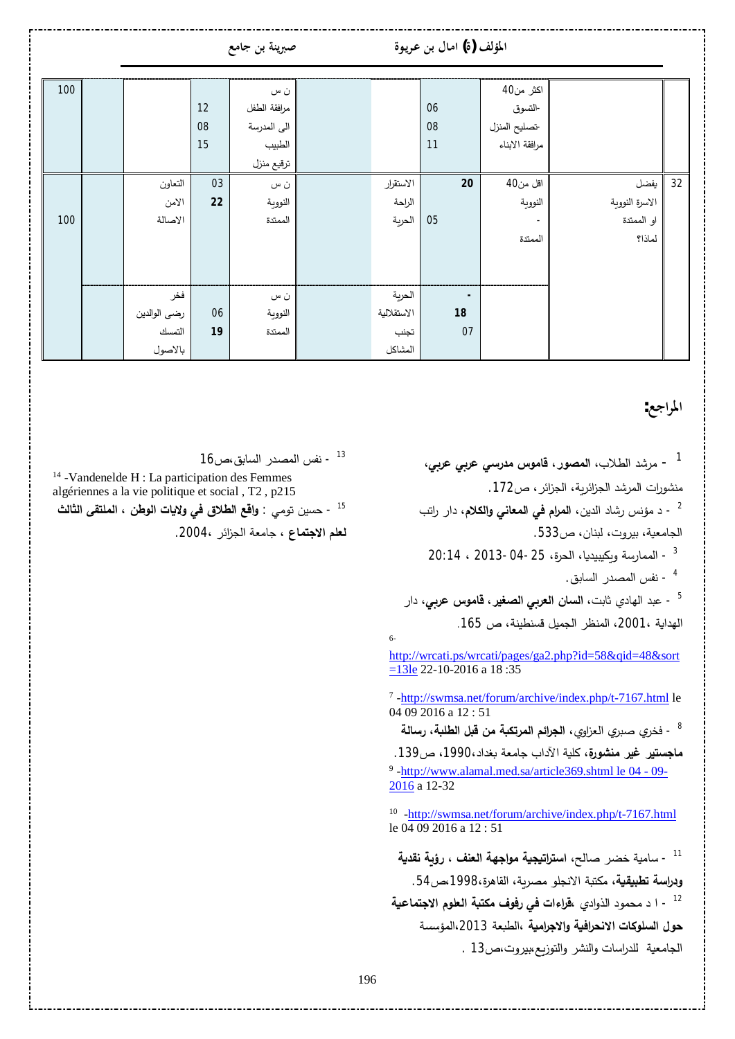| | | | | | | | | | |
|---|---|---|---|---|---|---|---|---|---|
| | | اكثر من40<br>-التسوق<br>-تصليح المنزل<br>مرافقة الابناء | <br>06<br>08<br>11 | | | ن س<br>مرافقة الطفل<br>الى المدرسة<br>الطبيب<br>ترقيع منزل | <br>12<br>08<br>15 | | 100 |
| 32 | يفضل<br>الاسرة النووية<br>او الممتدة<br>لماذا؟ | اقل من40<br>النووية<br>-<br>الممتدة | **20**<br><br>05 | الاستقرار<br>الراحة<br>الحرية | | ن س<br>النووية<br>الممتدة | 03<br>**22** | التعاون<br>الامن<br>الاصالة | 100 |
| | | | -<br>**18**<br>07 | الحرية<br>الاستقلالية<br>تجنب<br>المشاكل | | ن س<br>النووية<br>الممتدة | <br>06<br>**19** | فخر<br>رضى الوالدين<br>التمسك<br>بالاصول | |

## المراجع:

[1] - مرشد الطلاب، **المصور، قاموس مدرسي عربي عربي**، منشورات المرشد الجزائرية، الجزائر، ص172.

[2] - د مؤنس رشاد الدين، **المرام في المعاني والكلام**، دار راتب الجامعية، بيروت، لبنان، ص533.

[3] - الممارسة ويكيبيديا، الحرة، 25 -04- 2013 ، 20:14

[4] - نفس المصدر السابق.

[5] - عبد الهادي ثابت، **السان العربي الصغير، قاموس عربي**، دار الهداية ،2001، المنظر الجميل قسنطينة، ص 165.

[6] - http://wrcati.ps/wrcati/pages/ga2.php?id=58&qid=48&sort=13le 22-10-2016 a 18 :35

[7] -http://swmsa.net/forum/archive/index.php/t-7167.html le 04 09 2016 a 12 : 51

[8] - فخري صبري العزاوي، **الجرائم المرتكبة من قبل الطلبة، رسالة ماجستير غير منشورة**، كلية الآداب جامعة بغداد،1990، ص139.

[9] -http://www.alamal.med.sa/article369.shtml le 04 - 09-2016 a 12-32

[10] -http://swmsa.net/forum/archive/index.php/t-7167.html le 04 09 2016 a 12 : 51

[11] - سامية خضر صالح، **استراتيجية مواجهة العنف ، رؤية نقدية ودراسة تطبيقية**، مكتبة الانجلو مصرية، القاهرة،1998،ص54.

[12] - ا د محمود الذوادي ،**قراءات في رفوف مكتبة العلوم الاجتماعية حول السلوكات الانحرافية والاجرامية** ،الطبعة 2013،المؤسسة الجامعية للدراسات والنشر والتوزيع،بيروت،ص13 .

[13] - نفس المصدر السابق،ص16

[14] -Vandenelde H : La participation des Femmes algériennes a la vie politique et social , T2 , p215

[15] - حسين تومي : **واقع الطلاق في ولايات الوطن ، الملتقى الثالث لعلم الاجتماع** ، جامعة الجزائر ،2004.